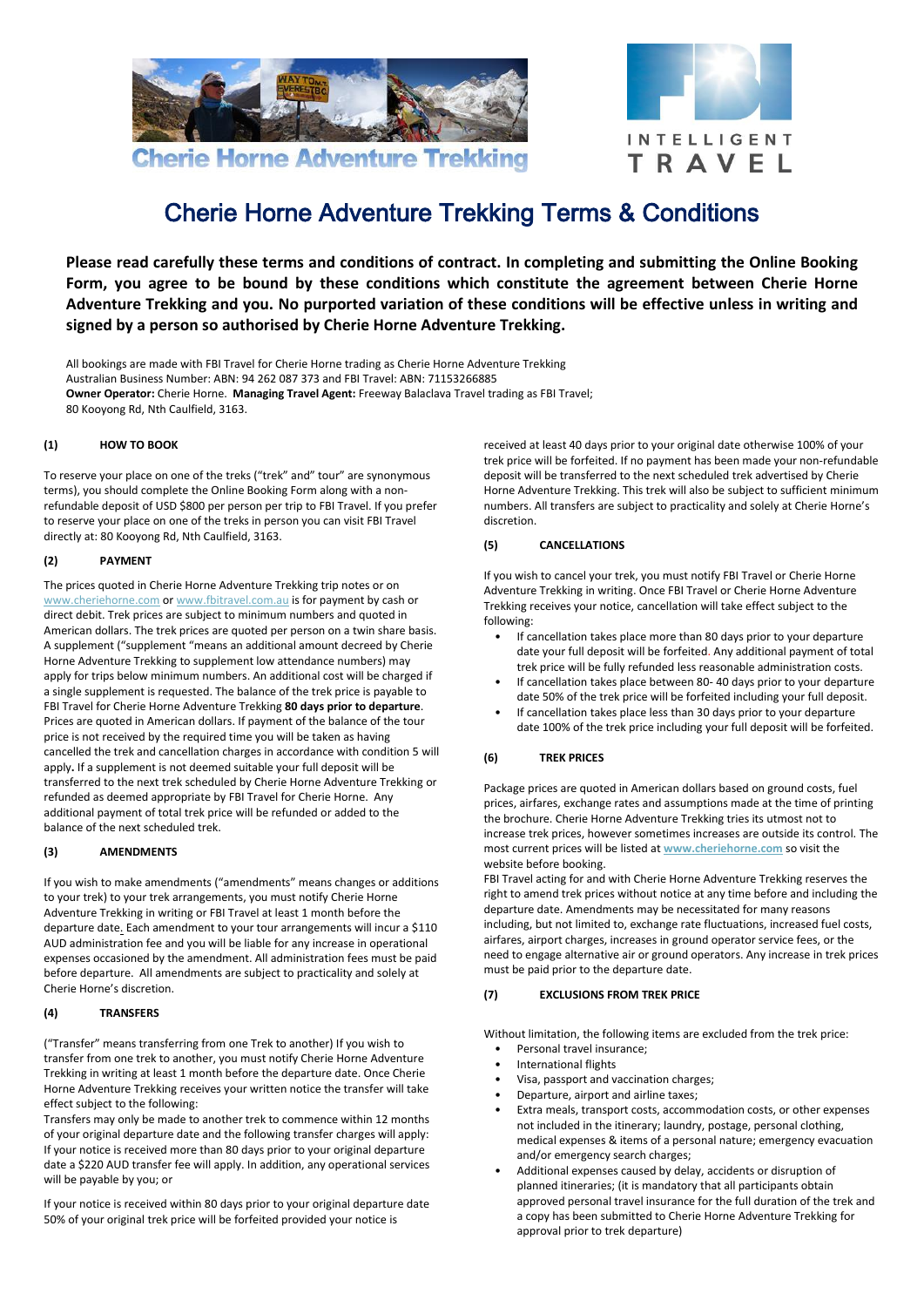# Cherie Horne Adventure Trekking Terms & Conditions

**Please read carefully these terms and conditions of contract. In completing and submitting the Online Booking Form, you agree to be bound by these conditions which constitute the agreement between Cherie Horne Adventure Trekking and you. No purported variation of these conditions will be effective unless in writing and signed by a person so authorised by Cherie Horne Adventure Trekking.**

All bookings are made with FBI Travel for Cherie Horne trading as Cherie Horne Adventure Trekking
Australian Business Number: ABN: 94 262 087 373 and FBI Travel: ABN: 71153266885
**Owner Operator:** Cherie Horne. **Managing Travel Agent:** Freeway Balaclava Travel trading as FBI Travel;
80 Kooyong Rd, Nth Caulfield, 3163.

## (1) HOW TO BOOK

To reserve your place on one of the treks ("trek" and" tour" are synonymous terms), you should complete the Online Booking Form along with a non-refundable deposit of USD $800 per person per trip to FBI Travel. If you prefer to reserve your place on one of the treks in person you can visit FBI Travel directly at: 80 Kooyong Rd, Nth Caulfield, 3163.

## (2) PAYMENT

The prices quoted in Cherie Horne Adventure Trekking trip notes or on www.cheriehorne.com or www.fbitravel.com.au is for payment by cash or direct debit. Trek prices are subject to minimum numbers and quoted in American dollars. The trek prices are quoted per person on a twin share basis. A supplement ("supplement "means an additional amount decreed by Cherie Horne Adventure Trekking to supplement low attendance numbers) may apply for trips below minimum numbers. An additional cost will be charged if a single supplement is requested. The balance of the trek price is payable to FBI Travel for Cherie Horne Adventure Trekking **80 days prior to departure**. Prices are quoted in American dollars. If payment of the balance of the tour price is not received by the required time you will be taken as having cancelled the trek and cancellation charges in accordance with condition 5 will apply**.** If a supplement is not deemed suitable your full deposit will be transferred to the next trek scheduled by Cherie Horne Adventure Trekking or refunded as deemed appropriate by FBI Travel for Cherie Horne. Any additional payment of total trek price will be refunded or added to the balance of the next scheduled trek.

## (3) AMENDMENTS

If you wish to make amendments ("amendments" means changes or additions to your trek) to your trek arrangements, you must notify Cherie Horne Adventure Trekking in writing or FBI Travel at least 1 month before the departure date. Each amendment to your tour arrangements will incur a $110 AUD administration fee and you will be liable for any increase in operational expenses occasioned by the amendment. All administration fees must be paid before departure. All amendments are subject to practicality and solely at Cherie Horne's discretion.

## (4) TRANSFERS

("Transfer" means transferring from one Trek to another) If you wish to transfer from one trek to another, you must notify Cherie Horne Adventure Trekking in writing at least 1 month before the departure date. Once Cherie Horne Adventure Trekking receives your written notice the transfer will take effect subject to the following:

Transfers may only be made to another trek to commence within 12 months of your original departure date and the following transfer charges will apply: If your notice is received more than 80 days prior to your original departure date a $220 AUD transfer fee will apply. In addition, any operational services will be payable by you; or

If your notice is received within 80 days prior to your original departure date 50% of your original trek price will be forfeited provided your notice is received at least 40 days prior to your original date otherwise 100% of your trek price will be forfeited. If no payment has been made your non-refundable deposit will be transferred to the next scheduled trek advertised by Cherie Horne Adventure Trekking. This trek will also be subject to sufficient minimum numbers. All transfers are subject to practicality and solely at Cherie Horne's discretion.

## (5) CANCELLATIONS

If you wish to cancel your trek, you must notify FBI Travel or Cherie Horne Adventure Trekking in writing. Once FBI Travel or Cherie Horne Adventure Trekking receives your notice, cancellation will take effect subject to the following:

- If cancellation takes place more than 80 days prior to your departure date your full deposit will be forfeited. Any additional payment of total trek price will be fully refunded less reasonable administration costs.
- If cancellation takes place between 80- 40 days prior to your departure date 50% of the trek price will be forfeited including your full deposit.
- If cancellation takes place less than 30 days prior to your departure date 100% of the trek price including your full deposit will be forfeited.

## (6) TREK PRICES

Package prices are quoted in American dollars based on ground costs, fuel prices, airfares, exchange rates and assumptions made at the time of printing the brochure. Cherie Horne Adventure Trekking tries its utmost not to increase trek prices, however sometimes increases are outside its control. The most current prices will be listed at **www.cheriehorne.com** so visit the website before booking.

FBI Travel acting for and with Cherie Horne Adventure Trekking reserves the right to amend trek prices without notice at any time before and including the departure date. Amendments may be necessitated for many reasons including, but not limited to, exchange rate fluctuations, increased fuel costs, airfares, airport charges, increases in ground operator service fees, or the need to engage alternative air or ground operators. Any increase in trek prices must be paid prior to the departure date.

## (7) EXCLUSIONS FROM TREK PRICE

Without limitation, the following items are excluded from the trek price:

- Personal travel insurance;
- International flights
- Visa, passport and vaccination charges;
- Departure, airport and airline taxes;
- Extra meals, transport costs, accommodation costs, or other expenses not included in the itinerary; laundry, postage, personal clothing, medical expenses & items of a personal nature; emergency evacuation and/or emergency search charges;
- Additional expenses caused by delay, accidents or disruption of planned itineraries; (it is mandatory that all participants obtain approved personal travel insurance for the full duration of the trek and a copy has been submitted to Cherie Horne Adventure Trekking for approval prior to trek departure)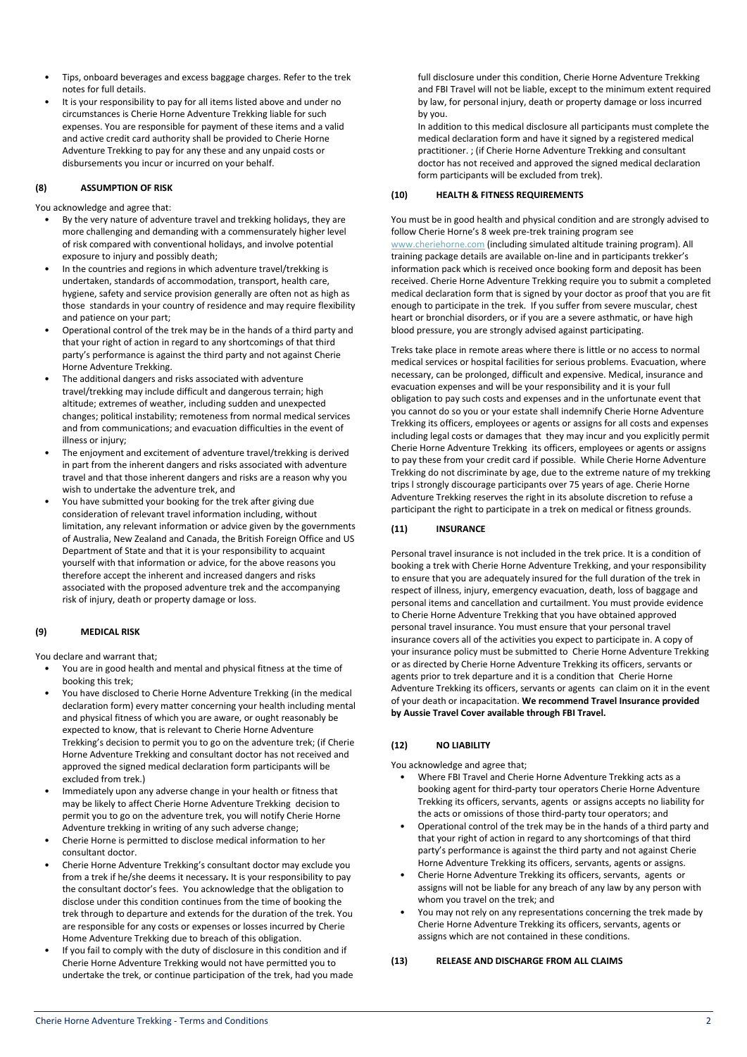- Tips, onboard beverages and excess baggage charges. Refer to the trek notes for full details.
- It is your responsibility to pay for all items listed above and under no circumstances is Cherie Horne Adventure Trekking liable for such expenses. You are responsible for payment of these items and a valid and active credit card authority shall be provided to Cherie Horne Adventure Trekking to pay for any these and any unpaid costs or disbursements you incur or incurred on your behalf.

## (8) ASSUMPTION OF RISK

You acknowledge and agree that:

- By the very nature of adventure travel and trekking holidays, they are more challenging and demanding with a commensurately higher level of risk compared with conventional holidays, and involve potential exposure to injury and possibly death;
- In the countries and regions in which adventure travel/trekking is undertaken, standards of accommodation, transport, health care, hygiene, safety and service provision generally are often not as high as those standards in your country of residence and may require flexibility and patience on your part;
- Operational control of the trek may be in the hands of a third party and that your right of action in regard to any shortcomings of that third party's performance is against the third party and not against Cherie Horne Adventure Trekking.
- The additional dangers and risks associated with adventure travel/trekking may include difficult and dangerous terrain; high altitude; extremes of weather, including sudden and unexpected changes; political instability; remoteness from normal medical services and from communications; and evacuation difficulties in the event of illness or injury;
- The enjoyment and excitement of adventure travel/trekking is derived in part from the inherent dangers and risks associated with adventure travel and that those inherent dangers and risks are a reason why you wish to undertake the adventure trek, and
- You have submitted your booking for the trek after giving due consideration of relevant travel information including, without limitation, any relevant information or advice given by the governments of Australia, New Zealand and Canada, the British Foreign Office and US Department of State and that it is your responsibility to acquaint yourself with that information or advice, for the above reasons you therefore accept the inherent and increased dangers and risks associated with the proposed adventure trek and the accompanying risk of injury, death or property damage or loss.

## (9) MEDICAL RISK

You declare and warrant that;

- You are in good health and mental and physical fitness at the time of booking this trek;
- You have disclosed to Cherie Horne Adventure Trekking (in the medical declaration form) every matter concerning your health including mental and physical fitness of which you are aware, or ought reasonably be expected to know, that is relevant to Cherie Horne Adventure Trekking's decision to permit you to go on the adventure trek; (if Cherie Horne Adventure Trekking and consultant doctor has not received and approved the signed medical declaration form participants will be excluded from trek.)
- Immediately upon any adverse change in your health or fitness that may be likely to affect Cherie Horne Adventure Trekking decision to permit you to go on the adventure trek, you will notify Cherie Horne Adventure trekking in writing of any such adverse change;
- Cherie Horne is permitted to disclose medical information to her consultant doctor.
- Cherie Horne Adventure Trekking's consultant doctor may exclude you from a trek if he/she deems it necessary**.** It is your responsibility to pay the consultant doctor's fees. You acknowledge that the obligation to disclose under this condition continues from the time of booking the trek through to departure and extends for the duration of the trek. You are responsible for any costs or expenses or losses incurred by Cherie Home Adventure Trekking due to breach of this obligation.
- If you fail to comply with the duty of disclosure in this condition and if Cherie Horne Adventure Trekking would not have permitted you to undertake the trek, or continue participation of the trek, had you made full disclosure under this condition, Cherie Horne Adventure Trekking and FBI Travel will not be liable, except to the minimum extent required by law, for personal injury, death or property damage or loss incurred by you.

  In addition to this medical disclosure all participants must complete the medical declaration form and have it signed by a registered medical practitioner. ; (if Cherie Horne Adventure Trekking and consultant doctor has not received and approved the signed medical declaration form participants will be excluded from trek).

## (10) HEALTH & FITNESS REQUIREMENTS

You must be in good health and physical condition and are strongly advised to follow Cherie Horne's 8 week pre-trek training program see www.cheriehorne.com (including simulated altitude training program). All training package details are available on-line and in participants trekker's information pack which is received once booking form and deposit has been received. Cherie Horne Adventure Trekking require you to submit a completed medical declaration form that is signed by your doctor as proof that you are fit enough to participate in the trek. If you suffer from severe muscular, chest heart or bronchial disorders, or if you are a severe asthmatic, or have high blood pressure, you are strongly advised against participating.

Treks take place in remote areas where there is little or no access to normal medical services or hospital facilities for serious problems. Evacuation, where necessary, can be prolonged, difficult and expensive. Medical, insurance and evacuation expenses and will be your responsibility and it is your full obligation to pay such costs and expenses and in the unfortunate event that you cannot do so you or your estate shall indemnify Cherie Horne Adventure Trekking its officers, employees or agents or assigns for all costs and expenses including legal costs or damages that they may incur and you explicitly permit Cherie Horne Adventure Trekking its officers, employees or agents or assigns to pay these from your credit card if possible. While Cherie Horne Adventure Trekking do not discriminate by age, due to the extreme nature of my trekking trips I strongly discourage participants over 75 years of age. Cherie Horne Adventure Trekking reserves the right in its absolute discretion to refuse a participant the right to participate in a trek on medical or fitness grounds.

## (11) INSURANCE

Personal travel insurance is not included in the trek price. It is a condition of booking a trek with Cherie Horne Adventure Trekking, and your responsibility to ensure that you are adequately insured for the full duration of the trek in respect of illness, injury, emergency evacuation, death, loss of baggage and personal items and cancellation and curtailment. You must provide evidence to Cherie Horne Adventure Trekking that you have obtained approved personal travel insurance. You must ensure that your personal travel insurance covers all of the activities you expect to participate in. A copy of your insurance policy must be submitted to Cherie Horne Adventure Trekking or as directed by Cherie Horne Adventure Trekking its officers, servants or agents prior to trek departure and it is a condition that Cherie Horne Adventure Trekking its officers, servants or agents can claim on it in the event of your death or incapacitation. **We recommend Travel Insurance provided by Aussie Travel Cover available through FBI Travel.**

## (12) NO LIABILITY

You acknowledge and agree that;

- Where FBI Travel and Cherie Horne Adventure Trekking acts as a booking agent for third-party tour operators Cherie Horne Adventure Trekking its officers, servants, agents or assigns accepts no liability for the acts or omissions of those third-party tour operators; and
- Operational control of the trek may be in the hands of a third party and that your right of action in regard to any shortcomings of that third party's performance is against the third party and not against Cherie Horne Adventure Trekking its officers, servants, agents or assigns.
- Cherie Horne Adventure Trekking its officers, servants, agents or assigns will not be liable for any breach of any law by any person with whom you travel on the trek; and
- You may not rely on any representations concerning the trek made by Cherie Horne Adventure Trekking its officers, servants, agents or assigns which are not contained in these conditions.

## (13) RELEASE AND DISCHARGE FROM ALL CLAIMS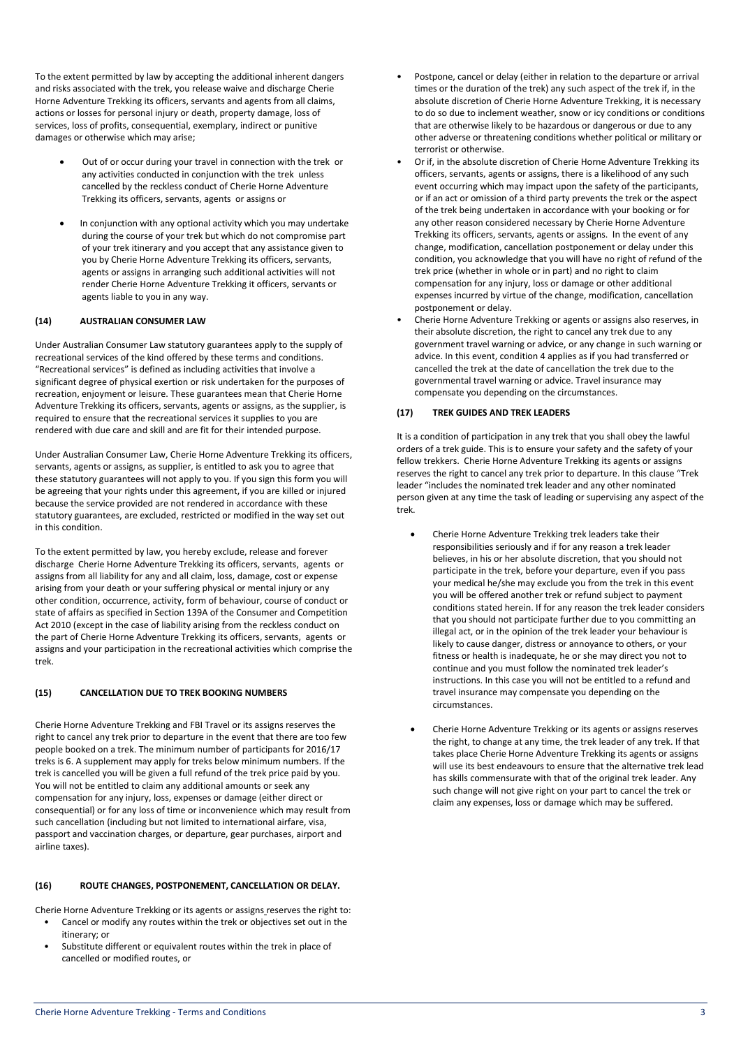To the extent permitted by law by accepting the additional inherent dangers and risks associated with the trek, you release waive and discharge Cherie Horne Adventure Trekking its officers, servants and agents from all claims, actions or losses for personal injury or death, property damage, loss of services, loss of profits, consequential, exemplary, indirect or punitive damages or otherwise which may arise;

- Out of or occur during your travel in connection with the trek or any activities conducted in conjunction with the trek unless cancelled by the reckless conduct of Cherie Horne Adventure Trekking its officers, servants, agents or assigns or
- In conjunction with any optional activity which you may undertake during the course of your trek but which do not compromise part of your trek itinerary and you accept that any assistance given to you by Cherie Horne Adventure Trekking its officers, servants, agents or assigns in arranging such additional activities will not render Cherie Horne Adventure Trekking it officers, servants or agents liable to you in any way.

## (14) AUSTRALIAN CONSUMER LAW

Under Australian Consumer Law statutory guarantees apply to the supply of recreational services of the kind offered by these terms and conditions. "Recreational services" is defined as including activities that involve a significant degree of physical exertion or risk undertaken for the purposes of recreation, enjoyment or leisure. These guarantees mean that Cherie Horne Adventure Trekking its officers, servants, agents or assigns, as the supplier, is required to ensure that the recreational services it supplies to you are rendered with due care and skill and are fit for their intended purpose.

Under Australian Consumer Law, Cherie Horne Adventure Trekking its officers, servants, agents or assigns, as supplier, is entitled to ask you to agree that these statutory guarantees will not apply to you. If you sign this form you will be agreeing that your rights under this agreement, if you are killed or injured because the service provided are not rendered in accordance with these statutory guarantees, are excluded, restricted or modified in the way set out in this condition.

To the extent permitted by law, you hereby exclude, release and forever discharge Cherie Horne Adventure Trekking its officers, servants, agents or assigns from all liability for any and all claim, loss, damage, cost or expense arising from your death or your suffering physical or mental injury or any other condition, occurrence, activity, form of behaviour, course of conduct or state of affairs as specified in Section 139A of the Consumer and Competition Act 2010 (except in the case of liability arising from the reckless conduct on the part of Cherie Horne Adventure Trekking its officers, servants, agents or assigns and your participation in the recreational activities which comprise the trek.

## (15) CANCELLATION DUE TO TREK BOOKING NUMBERS

Cherie Horne Adventure Trekking and FBI Travel or its assigns reserves the right to cancel any trek prior to departure in the event that there are too few people booked on a trek. The minimum number of participants for 2016/17 treks is 6. A supplement may apply for treks below minimum numbers. If the trek is cancelled you will be given a full refund of the trek price paid by you. You will not be entitled to claim any additional amounts or seek any compensation for any injury, loss, expenses or damage (either direct or consequential) or for any loss of time or inconvenience which may result from such cancellation (including but not limited to international airfare, visa, passport and vaccination charges, or departure, gear purchases, airport and airline taxes).

## (16) ROUTE CHANGES, POSTPONEMENT, CANCELLATION OR DELAY.

Cherie Horne Adventure Trekking or its agents or assigns reserves the right to:

- Cancel or modify any routes within the trek or objectives set out in the itinerary; or
- Substitute different or equivalent routes within the trek in place of cancelled or modified routes, or
- Postpone, cancel or delay (either in relation to the departure or arrival times or the duration of the trek) any such aspect of the trek if, in the absolute discretion of Cherie Horne Adventure Trekking, it is necessary to do so due to inclement weather, snow or icy conditions or conditions that are otherwise likely to be hazardous or dangerous or due to any other adverse or threatening conditions whether political or military or terrorist or otherwise.
- Or if, in the absolute discretion of Cherie Horne Adventure Trekking its officers, servants, agents or assigns, there is a likelihood of any such event occurring which may impact upon the safety of the participants, or if an act or omission of a third party prevents the trek or the aspect of the trek being undertaken in accordance with your booking or for any other reason considered necessary by Cherie Horne Adventure Trekking its officers, servants, agents or assigns. In the event of any change, modification, cancellation postponement or delay under this condition, you acknowledge that you will have no right of refund of the trek price (whether in whole or in part) and no right to claim compensation for any injury, loss or damage or other additional expenses incurred by virtue of the change, modification, cancellation postponement or delay.
- Cherie Horne Adventure Trekking or agents or assigns also reserves, in their absolute discretion, the right to cancel any trek due to any government travel warning or advice, or any change in such warning or advice. In this event, condition 4 applies as if you had transferred or cancelled the trek at the date of cancellation the trek due to the governmental travel warning or advice. Travel insurance may compensate you depending on the circumstances.

## (17) TREK GUIDES AND TREK LEADERS

It is a condition of participation in any trek that you shall obey the lawful orders of a trek guide. This is to ensure your safety and the safety of your fellow trekkers. Cherie Horne Adventure Trekking its agents or assigns reserves the right to cancel any trek prior to departure. In this clause "Trek leader "includes the nominated trek leader and any other nominated person given at any time the task of leading or supervising any aspect of the trek.

- Cherie Horne Adventure Trekking trek leaders take their responsibilities seriously and if for any reason a trek leader believes, in his or her absolute discretion, that you should not participate in the trek, before your departure, even if you pass your medical he/she may exclude you from the trek in this event you will be offered another trek or refund subject to payment conditions stated herein. If for any reason the trek leader considers that you should not participate further due to you committing an illegal act, or in the opinion of the trek leader your behaviour is likely to cause danger, distress or annoyance to others, or your fitness or health is inadequate, he or she may direct you not to continue and you must follow the nominated trek leader's instructions. In this case you will not be entitled to a refund and travel insurance may compensate you depending on the circumstances.
- Cherie Horne Adventure Trekking or its agents or assigns reserves the right, to change at any time, the trek leader of any trek. If that takes place Cherie Horne Adventure Trekking its agents or assigns will use its best endeavours to ensure that the alternative trek lead has skills commensurate with that of the original trek leader. Any such change will not give right on your part to cancel the trek or claim any expenses, loss or damage which may be suffered.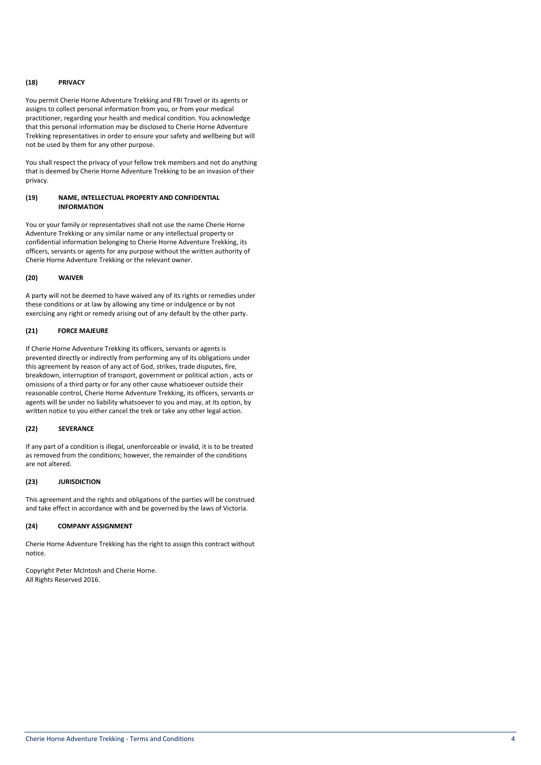### (18) PRIVACY

You permit Cherie Horne Adventure Trekking and FBI Travel or its agents or assigns to collect personal information from you, or from your medical practitioner, regarding your health and medical condition. You acknowledge that this personal information may be disclosed to Cherie Horne Adventure Trekking representatives in order to ensure your safety and wellbeing but will not be used by them for any other purpose.

You shall respect the privacy of your fellow trek members and not do anything that is deemed by Cherie Horne Adventure Trekking to be an invasion of their privacy.

### (19) NAME, INTELLECTUAL PROPERTY AND CONFIDENTIAL INFORMATION

You or your family or representatives shall not use the name Cherie Horne Adventure Trekking or any similar name or any intellectual property or confidential information belonging to Cherie Horne Adventure Trekking, its officers, servants or agents for any purpose without the written authority of Cherie Horne Adventure Trekking or the relevant owner.

### (20) WAIVER

A party will not be deemed to have waived any of its rights or remedies under these conditions or at law by allowing any time or indulgence or by not exercising any right or remedy arising out of any default by the other party.

### (21) FORCE MAJEURE

If Cherie Horne Adventure Trekking its officers, servants or agents is prevented directly or indirectly from performing any of its obligations under this agreement by reason of any act of God, strikes, trade disputes, fire, breakdown, interruption of transport, government or political action , acts or omissions of a third party or for any other cause whatsoever outside their reasonable control, Cherie Horne Adventure Trekking, its officers, servants or agents will be under no liability whatsoever to you and may, at its option, by written notice to you either cancel the trek or take any other legal action.

### (22) SEVERANCE

If any part of a condition is illegal, unenforceable or invalid, it is to be treated as removed from the conditions; however, the remainder of the conditions are not altered.

### (23) JURISDICTION

This agreement and the rights and obligations of the parties will be construed and take effect in accordance with and be governed by the laws of Victoria.

### (24) COMPANY ASSIGNMENT

Cherie Horne Adventure Trekking has the right to assign this contract without notice.

Copyright Peter McIntosh and Cherie Horne.
All Rights Reserved 2016.